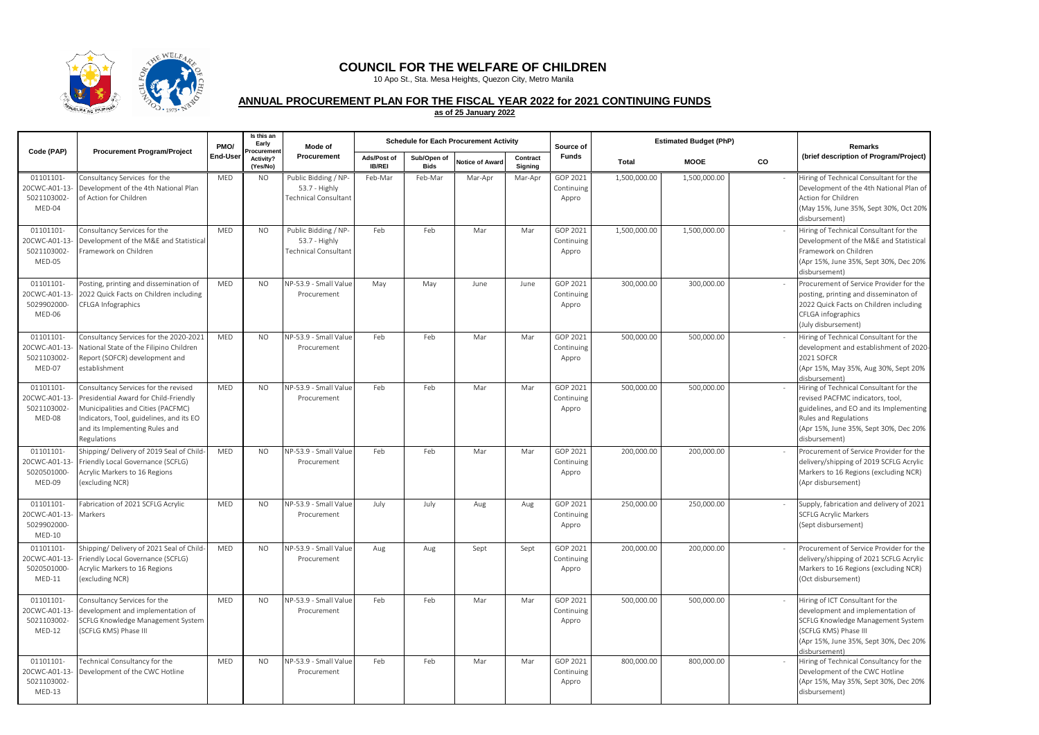# COUNCIL FOR THE WELFARE OF CHILDREN

10 Apo St., Sta. Mesa Heights, Quezon City, Metro Manila

## ANNUAL PROCUREMENT PLAN FOR THE FISCAL YEAR 2022 for 2021 CONTINUING FUNDS

**as of 25 January 2022**

| Code (PAP) | Procurement Program/Project | PMO/ End-User | Is this an Early Procurement Activity? (Yes/No) | Mode of Procurement | Schedule for Each Procurement Activity | | | | Source of Funds | Estimated Budget (PhP) | | | Remarks (brief description of Program/Project) |
|---|---|---|---|---|---|---|---|---|---|---|---|---|---|
| | | | | | Ads/Post of IB/REI | Sub/Open of Bids | Notice of Award | Contract Signing | | Total | MOOE | CO | |
| 01101101-20CWC-A01-13-5021103002-MED-04 | Consultancy Services for the Development of the 4th National Plan of Action for Children | MED | NO | Public Bidding / NP-53.7 - Highly Technical Consultant | Feb-Mar | Feb-Mar | Mar-Apr | Mar-Apr | GOP 2021 Continuing Appro | 1,500,000.00 | 1,500,000.00 | - | Hiring of Technical Consultant for the Development of the 4th National Plan of Action for Children (May 15%, June 35%, Sept 30%, Oct 20% disbursement) |
| 01101101-20CWC-A01-13-5021103002-MED-05 | Consultancy Services for the Development of the M&E and Statistical Framework on Children | MED | NO | Public Bidding / NP-53.7 - Highly Technical Consultant | Feb | Feb | Mar | Mar | GOP 2021 Continuing Appro | 1,500,000.00 | 1,500,000.00 | - | Hiring of Technical Consultant for the Development of the M&E and Statistical Framework on Children (Apr 15%, June 35%, Sept 30%, Dec 20% disbursement) |
| 01101101-20CWC-A01-13-5029902000-MED-06 | Posting, printing and dissemination of 2022 Quick Facts on Children including CFLGA Infographics | MED | NO | NP-53.9 - Small Value Procurement | May | May | June | June | GOP 2021 Continuing Appro | 300,000.00 | 300,000.00 | - | Procurement of Service Provider for the posting, printing and disseminaton of 2022 Quick Facts on Children including CFLGA infographics (July disbursement) |
| 01101101-20CWC-A01-13-5021103002-MED-07 | Consultancy Services for the 2020-2021 National State of the Filipino Children Report (SOFCR) development and establishment | MED | NO | NP-53.9 - Small Value Procurement | Feb | Feb | Mar | Mar | GOP 2021 Continuing Appro | 500,000.00 | 500,000.00 | - | Hiring of Technical Consultant for the development and establishment of 2020-2021 SOFCR (Apr 15%, May 35%, Aug 30%, Sept 20% disbursement) |
| 01101101-20CWC-A01-13-5021103002-MED-08 | Consultancy Services for the revised Presidential Award for Child-Friendly Municipalities and Cities (PACFMC) Indicators, Tool, guidelines, and its EO and its Implementing Rules and Regulations | MED | NO | NP-53.9 - Small Value Procurement | Feb | Feb | Mar | Mar | GOP 2021 Continuing Appro | 500,000.00 | 500,000.00 | - | Hiring of Technical Consultant for the revised PACFMC indicators, tool, guidelines, and EO and its Implementing Rules and Regulations (Apr 15%, June 35%, Sept 30%, Dec 20% disbursement) |
| 01101101-20CWC-A01-13-5020501000-MED-09 | Shipping/ Delivery of 2019 Seal of Child-Friendly Local Governance (SCFLG) Acrylic Markers to 16 Regions (excluding NCR) | MED | NO | NP-53.9 - Small Value Procurement | Feb | Feb | Mar | Mar | GOP 2021 Continuing Appro | 200,000.00 | 200,000.00 | - | Procurement of Service Provider for the delivery/shipping of 2019 SCFLG Acrylic Markers to 16 Regions (excluding NCR) (Apr disbursement) |
| 01101101-20CWC-A01-13-5029902000-MED-10 | Fabrication of 2021 SCFLG Acrylic Markers | MED | NO | NP-53.9 - Small Value Procurement | July | July | Aug | Aug | GOP 2021 Continuing Appro | 250,000.00 | 250,000.00 | - | Supply, fabrication and delivery of 2021 SCFLG Acrylic Markers (Sept disbursement) |
| 01101101-20CWC-A01-13-5020501000-MED-11 | Shipping/ Delivery of 2021 Seal of Child-Friendly Local Governance (SCFLG) Acrylic Markers to 16 Regions (excluding NCR) | MED | NO | NP-53.9 - Small Value Procurement | Aug | Aug | Sept | Sept | GOP 2021 Continuing Appro | 200,000.00 | 200,000.00 | - | Procurement of Service Provider for the delivery/shipping of 2021 SCFLG Acrylic Markers to 16 Regions (excluding NCR) (Oct disbursement) |
| 01101101-20CWC-A01-13-5021103002-MED-12 | Consultancy Services for the development and implementation of SCFLG Knowledge Management System (SCFLG KMS) Phase III | MED | NO | NP-53.9 - Small Value Procurement | Feb | Feb | Mar | Mar | GOP 2021 Continuing Appro | 500,000.00 | 500,000.00 | - | Hiring of ICT Consultant for the development and implementation of SCFLG Knowledge Management System (SCFLG KMS) Phase III (Apr 15%, June 35%, Sept 30%, Dec 20% disbursement) |
| 01101101-20CWC-A01-13-5021103002-MED-13 | Technical Consultancy for the Development of the CWC Hotline | MED | NO | NP-53.9 - Small Value Procurement | Feb | Feb | Mar | Mar | GOP 2021 Continuing Appro | 800,000.00 | 800,000.00 | - | Hiring of Technical Consultancy for the Development of the CWC Hotline (Apr 15%, May 35%, Sept 30%, Dec 20% disbursement) |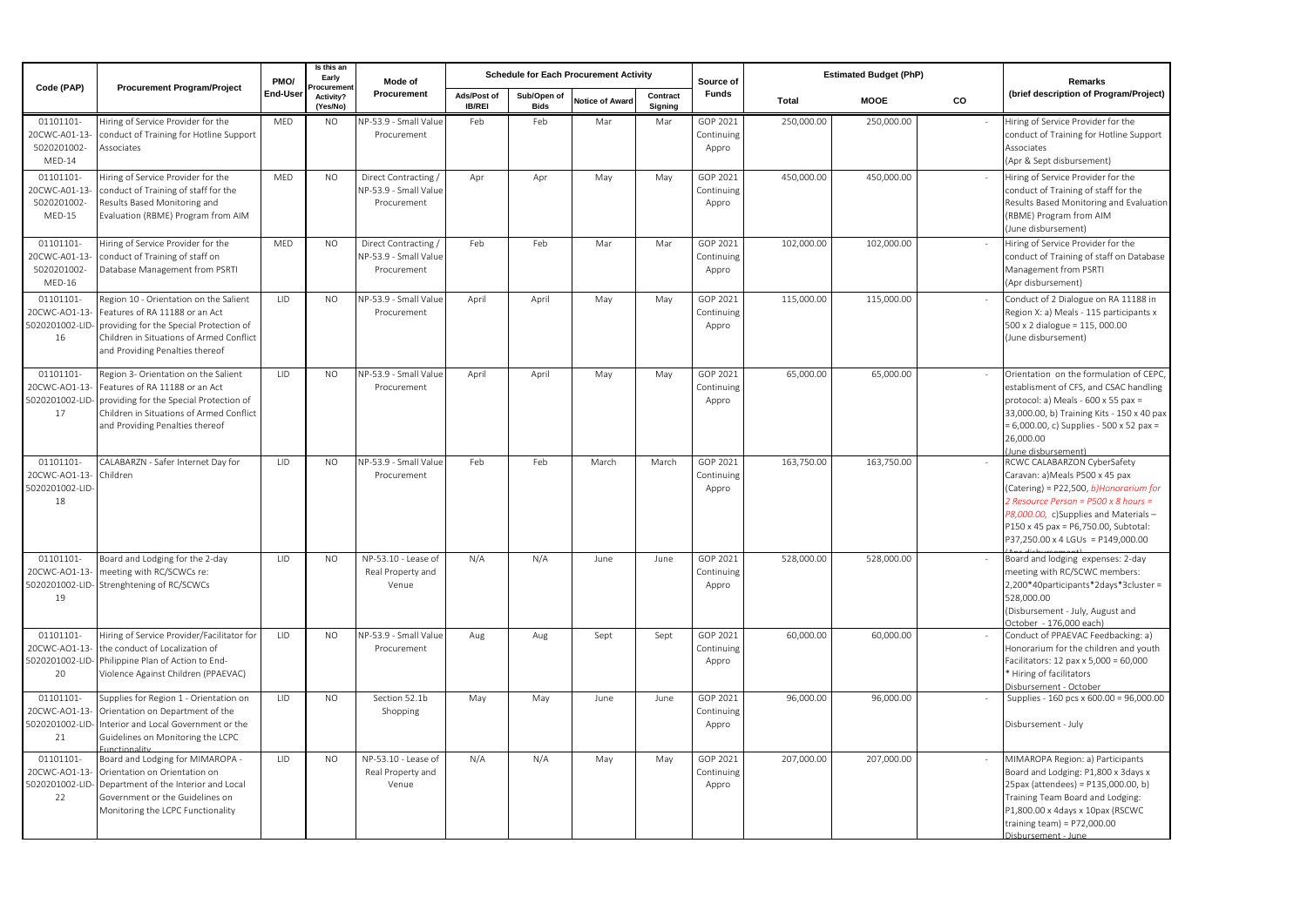| Code (PAP) | Procurement Program/Project | PMO/ End-User | Is this an Early Procurement Activity? (Yes/No) | Mode of Procurement | Schedule for Each Procurement Activity | | | | Source of Funds | Estimated Budget (PhP) | | | Remarks (brief description of Program/Project) |
|---|---|---|---|---|---|---|---|---|---|---|---|---|---|
| | | | | | Ads/Post of IB/REI | Sub/Open of Bids | Notice of Award | Contract Signing | | Total | MOOE | CO | |
| 01101101-20CWC-A01-13-5020201002-MED-14 | Hiring of Service Provider for the conduct of Training for Hotline Support Associates | MED | NO | NP-53.9 - Small Value Procurement | Feb | Feb | Mar | Mar | GOP 2021 Continuing Appro | 250,000.00 | 250,000.00 | - | Hiring of Service Provider for the conduct of Training for Hotline Support Associates (Apr & Sept disbursement) |
| 01101101-20CWC-A01-13-5020201002-MED-15 | Hiring of Service Provider for the conduct of Training of staff for the Results Based Monitoring and Evaluation (RBME) Program from AIM | MED | NO | Direct Contracting / NP-53.9 - Small Value Procurement | Apr | Apr | May | May | GOP 2021 Continuing Appro | 450,000.00 | 450,000.00 | - | Hiring of Service Provider for the conduct of Training of staff for the Results Based Monitoring and Evaluation (RBME) Program from AIM (June disbursement) |
| 01101101-20CWC-A01-13-5020201002-MED-16 | Hiring of Service Provider for the conduct of Training of staff on Database Management from PSRTI | MED | NO | Direct Contracting / NP-53.9 - Small Value Procurement | Feb | Feb | Mar | Mar | GOP 2021 Continuing Appro | 102,000.00 | 102,000.00 | - | Hiring of Service Provider for the conduct of Training of staff on Database Management from PSRTI (Apr disbursement) |
| 01101101-20CWC-A01-13-5020201002-LID-16 | Region 10 - Orientation on the Salient Features of RA 11188 or an Act providing for the Special Protection of Children in Situations of Armed Conflict and Providing Penalties thereof | LID | NO | NP-53.9 - Small Value Procurement | April | April | May | May | GOP 2021 Continuing Appro | 115,000.00 | 115,000.00 | - | Conduct of 2 Dialogue on RA 11188 in Region X: a) Meals - 115 participants x 500 x 2 dialogue = 115, 000.00 (June disbursement) |
| 01101101-20CWC-A01-13-5020201002-LID-17 | Region 3- Orientation on the Salient Features of RA 11188 or an Act providing for the Special Protection of Children in Situations of Armed Conflict and Providing Penalties thereof | LID | NO | NP-53.9 - Small Value Procurement | April | April | May | May | GOP 2021 Continuing Appro | 65,000.00 | 65,000.00 | - | Orientation on the formulation of CEPC, establisment of CFS, and CSAC handling protocol: a) Meals - 600 x 55 pax = 33,000.00, b) Training Kits - 150 x 40 pax = 6,000.00, c) Supplies - 500 x 52 pax = 26,000.00 (June disbursement) |
| 01101101-20CWC-AO1-13-5020201002-LID-18 | CALABARZN - Safer Internet Day for Children | LID | NO | NP-53.9 - Small Value Procurement | Feb | Feb | March | March | GOP 2021 Continuing Appro | 163,750.00 | 163,750.00 | - | RCWC CALABARZON CyberSafety Caravan: a)Meals P500 x 45 pax (Catering) = P22,500, *b)Honorarium for 2 Resource Person = P500 x 8 hours = P8,000.00,* c)Supplies and Materials – P150 x 45 pax = P6,750.00, Subtotal: P37,250.00 x 4 LGUs = P149,000.00 |
| 01101101-20CWC-AO1-13-5020201002-LID-19 | Board and Lodging for the 2-day meeting with RC/SCWCs re: Strenghtening of RC/SCWCs | LID | NO | NP-53.10 - Lease of Real Property and Venue | N/A | N/A | June | June | GOP 2021 Continuing Appro | 528,000.00 | 528,000.00 | - | Board and lodging expenses: 2-day meeting with RC/SCWC members: 2,200*40participants*2days*3cluster = 528,000.00 (Disbursement - July, August and October - 176,000 each) |
| 01101101-20CWC-AO1-13-5020201002-LID-20 | Hiring of Service Provider/Facilitator for the conduct of Localization of Philippine Plan of Action to End-Violence Against Children (PPAEVAC) | LID | NO | NP-53.9 - Small Value Procurement | Aug | Aug | Sept | Sept | GOP 2021 Continuing Appro | 60,000.00 | 60,000.00 | - | Conduct of PPAEVAC Feedbacking: a) Honorarium for the children and youth Facilitators: 12 pax x 5,000 = 60,000 * Hiring of facilitators Disbursement - October |
| 01101101-20CWC-AO1-13-5020201002-LID-21 | Supplies for Region 1 - Orientation on Orientation on Department of the Interior and Local Government or the Guidelines on Monitoring the LCPC Functionality | LID | NO | Section 52.1b Shopping | May | May | June | June | GOP 2021 Continuing Appro | 96,000.00 | 96,000.00 | - | Supplies - 160 pcs x 600.00 = 96,000.00 Disbursement - July |
| 01101101-20CWC-AO1-13-5020201002-LID-22 | Board and Lodging for MIMAROPA - Orientation on Orientation on Department of the Interior and Local Government or the Guidelines on Monitoring the LCPC Functionality | LID | NO | NP-53.10 - Lease of Real Property and Venue | N/A | N/A | May | May | GOP 2021 Continuing Appro | 207,000.00 | 207,000.00 | - | MIMAROPA Region: a) Participants Board and Lodging: P1,800 x 3days x 25pax (attendees) = P135,000.00, b) Training Team Board and Lodging: P1,800.00 x 4days x 10pax (RSCWC training team) = P72,000.00 Disbursement - June |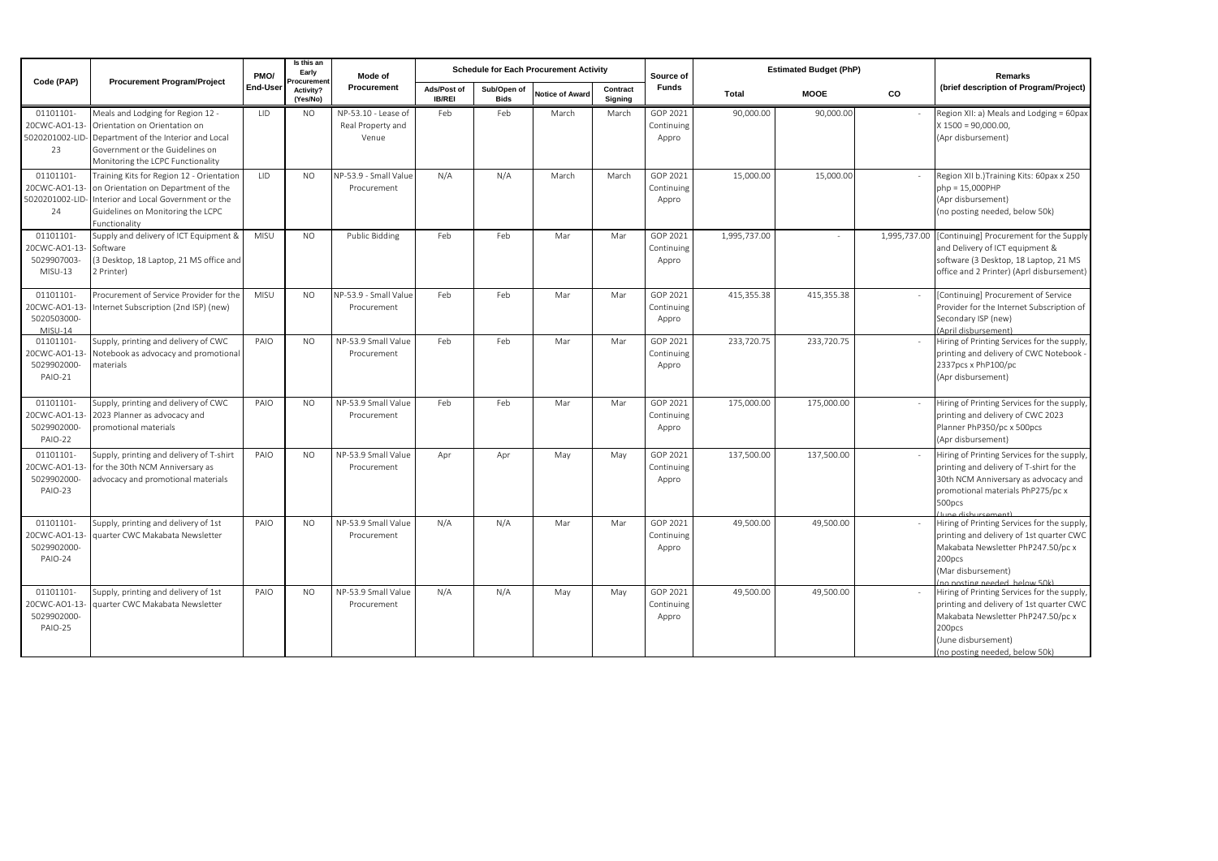| Code (PAP) | Procurement Program/Project | PMO/ End-User | Is this an Early Procurement Activity? (Yes/No) | Mode of Procurement | Schedule for Each Procurement Activity | | | | Source of Funds | Estimated Budget (PhP) | | | Remarks (brief description of Program/Project) |
|---|---|---|---|---|---|---|---|---|---|---|---|---|---|
| | | | | | Ads/Post of IB/REI | Sub/Open of Bids | Notice of Award | Contract Signing | | Total | MOOE | CO | |
| 01101101-20CWC-AO1-13-5020201002-LID-23 | Meals and Lodging for Region 12 - Orientation on Orientation on Department of the Interior and Local Government or the Guidelines on Monitoring the LCPC Functionality | LID | NO | NP-53.10 - Lease of Real Property and Venue | Feb | Feb | March | March | GOP 2021 Continuing Appro | 90,000.00 | 90,000.00 | - | Region XII: a) Meals and Lodging = 60pax X 1500 = 90,000.00, (Apr disbursement) |
| 01101101-20CWC-AO1-13-5020201002-LID-24 | Training Kits for Region 12 - Orientation on Orientation on Department of the Interior and Local Government or the Guidelines on Monitoring the LCPC Functionality | LID | NO | NP-53.9 - Small Value Procurement | N/A | N/A | March | March | GOP 2021 Continuing Appro | 15,000.00 | 15,000.00 | - | Region XII b.)Training Kits: 60pax x 250 php = 15,000PHP (Apr disbursement) (no posting needed, below 50k) |
| 01101101-20CWC-AO1-13-5029907003-MISU-13 | Supply and delivery of ICT Equipment & Software (3 Desktop, 18 Laptop, 21 MS office and 2 Printer) | MISU | NO | Public Bidding | Feb | Feb | Mar | Mar | GOP 2021 Continuing Appro | 1,995,737.00 | - | 1,995,737.00 | [Continuing] Procurement for the Supply and Delivery of ICT equipment & software (3 Desktop, 18 Laptop, 21 MS office and 2 Printer) (Aprl disbursement) |
| 01101101-20CWC-AO1-13-5020503000-MISU-14 | Procurement of Service Provider for the Internet Subscription (2nd ISP) (new) | MISU | NO | NP-53.9 - Small Value Procurement | Feb | Feb | Mar | Mar | GOP 2021 Continuing Appro | 415,355.38 | 415,355.38 | - | [Continuing] Procurement of Service Provider for the Internet Subscription of Secondary ISP (new) (April disbursement) |
| 01101101-20CWC-AO1-13-5029902000-PAIO-21 | Supply, printing and delivery of CWC Notebook as advocacy and promotional materials | PAIO | NO | NP-53.9 Small Value Procurement | Feb | Feb | Mar | Mar | GOP 2021 Continuing Appro | 233,720.75 | 233,720.75 | - | Hiring of Printing Services for the supply, printing and delivery of CWC Notebook - 2337pcs x PhP100/pc (Apr disbursement) |
| 01101101-20CWC-AO1-13-5029902000-PAIO-22 | Supply, printing and delivery of CWC 2023 Planner as advocacy and promotional materials | PAIO | NO | NP-53.9 Small Value Procurement | Feb | Feb | Mar | Mar | GOP 2021 Continuing Appro | 175,000.00 | 175,000.00 | - | Hiring of Printing Services for the supply, printing and delivery of CWC 2023 Planner PhP350/pc x 500pcs (Apr disbursement) |
| 01101101-20CWC-AO1-13-5029902000-PAIO-23 | Supply, printing and delivery of T-shirt for the 30th NCM Anniversary as advocacy and promotional materials | PAIO | NO | NP-53.9 Small Value Procurement | Apr | Apr | May | May | GOP 2021 Continuing Appro | 137,500.00 | 137,500.00 | - | Hiring of Printing Services for the supply, printing and delivery of T-shirt for the 30th NCM Anniversary as advocacy and promotional materials PhP275/pc x 500pcs (June disbursement) |
| 01101101-20CWC-AO1-13-5029902000-PAIO-24 | Supply, printing and delivery of 1st quarter CWC Makabata Newsletter | PAIO | NO | NP-53.9 Small Value Procurement | N/A | N/A | Mar | Mar | GOP 2021 Continuing Appro | 49,500.00 | 49,500.00 | - | Hiring of Printing Services for the supply, printing and delivery of 1st quarter CWC Makabata Newsletter PhP247.50/pc x 200pcs (Mar disbursement) (no posting needed, below 50k) |
| 01101101-20CWC-AO1-13-5029902000-PAIO-25 | Supply, printing and delivery of 1st quarter CWC Makabata Newsletter | PAIO | NO | NP-53.9 Small Value Procurement | N/A | N/A | May | May | GOP 2021 Continuing Appro | 49,500.00 | 49,500.00 | - | Hiring of Printing Services for the supply, printing and delivery of 1st quarter CWC Makabata Newsletter PhP247.50/pc x 200pcs (June disbursement) (no posting needed, below 50k) |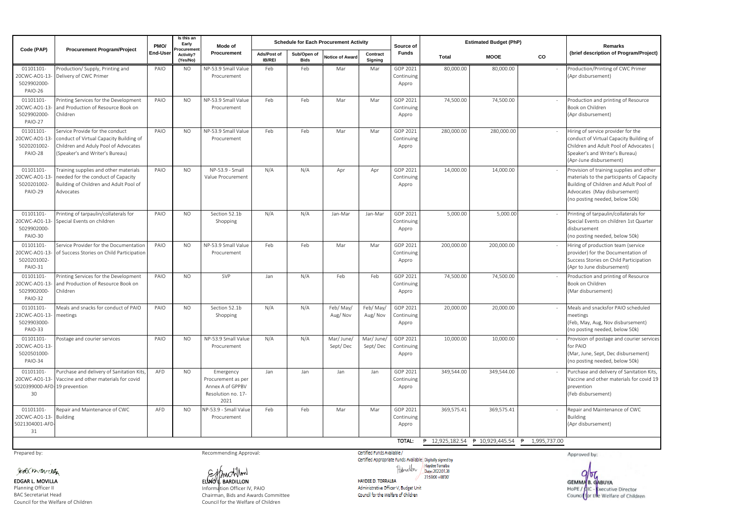| Code (PAP) | Procurement Program/Project | PMO/ End-User | Is this an Early Procurement Activity? (Yes/No) | Mode of Procurement | Schedule for Each Procurement Activity | | | | Source of Funds | Estimated Budget (PhP) | | | Remarks (brief description of Program/Project) |
|---|---|---|---|---|---|---|---|---|---|---|---|---|---|
| | | | | | Ads/Post of IB/REI | Sub/Open of Bids | Notice of Award | Contract Signing | | Total | MOOE | CO | |
| 01101101-20CWC-AO1-13-5029902000-PAIO-26 | Production/ Supply, Printing and Delivery of CWC Primer | PAIO | NO | NP-53.9 Small Value Procurement | Feb | Feb | Mar | Mar | GOP 2021 Continuing Appro | 80,000.00 | 80,000.00 | - | Production/Printing of CWC Primer (Apr disbursement) |
| 01101101-20CWC-AO1-13-5029902000-PAIO-27 | Printing Services for the Development and Production of Resource Book on Children | PAIO | NO | NP-53.9 Small Value Procurement | Feb | Feb | Mar | Mar | GOP 2021 Continuing Appro | 74,500.00 | 74,500.00 | - | Production and printing of Resource Book on Children (Apr disbursement) |
| 01101101-20CWC-AO1-13-5020201002-PAIO-28 | Service Provide for the conduct conduct of Virtual Capacity Building of Children and Aduly Pool of Advocates (Speaker's and Writer's Bureau) | PAIO | NO | NP-53.9 Small Value Procurement | Feb | Feb | Mar | Mar | GOP 2021 Continuing Appro | 280,000.00 | 280,000.00 | - | Hiring of service provider for the conduct of Virtual Capacity Building of Children and Adult Pool of Advocates ( Speaker's and Writer's Bureau) (Apr-June disbursement) |
| 01101101-20CWC-AO1-13-5020201002-PAIO-29 | Training supplies and other materials needed for the conduct of Capacity Building of Children and Adult Pool of Advocates | PAIO | NO | NP-53.9 - Small Value Procurement | N/A | N/A | Apr | Apr | GOP 2021 Continuing Appro | 14,000.00 | 14,000.00 | - | Provision of training supplies and other materials to the participants of Capacity Building of Children and Adult Pool of Advocates (May disbursement) (no posting needed, below 50k) |
| 01101101-20CWC-AO1-13-5029902000-PAIO-30 | Printing of tarpaulin/collaterals for Special Events on children | PAIO | NO | Section 52.1b Shopping | N/A | N/A | Jan-Mar | Jan-Mar | GOP 2021 Continuing Appro | 5,000.00 | 5,000.00 | - | Printing of tarpaulin/collaterals for Special Events on children 1st Quarter disbursement (no posting needed, below 50k) |
| 01101101-20CWC-AO1-13-5020201002-PAIO-31 | Service Provider for the Documentation of Success Stories on Child Participation | PAIO | NO | NP-53.9 Small Value Procurement | Feb | Feb | Mar | Mar | GOP 2021 Continuing Appro | 200,000.00 | 200,000.00 | - | Hiring of production team (service provider) for the Documentation of Success Stories on Child Participation (Apr to June disbursement) |
| 01101101-20CWC-AO1-13-5029902000-PAIO-32 | Printing Services for the Development and Production of Resource Book on Children | PAIO | NO | SVP | Jan | N/A | Feb | Feb | GOP 2021 Continuing Appro | 74,500.00 | 74,500.00 | - | Production and printing of Resource Book on Children (Mar disbursement) |
| 01101101-23CWC-AO1-13-5029903000-PAIO-33 | Meals and snacks for conduct of PAIO meetings | PAIO | NO | Section 52.1b Shopping | N/A | N/A | Feb/ May/ Aug/ Nov | Feb/ May/ Aug/ Nov | GOP 2021 Continuing Appro | 20,000.00 | 20,000.00 | - | Meals and snacksfor PAIO scheduled meetings (Feb, May, Aug, Nov disbursement) (no posting needed, below 50k) |
| 01101101-20CWC-AO1-13-5020501000-PAIO-34 | Postage and courier services | PAIO | NO | NP-53.9 Small Value Procurement | N/A | N/A | Mar/ June/ Sept/ Dec | Mar/ June/ Sept/ Dec | GOP 2021 Continuing Appro | 10,000.00 | 10,000.00 | - | Provision of postage and courier services for PAIO (Mar, June, Sept, Dec disbursement) (no posting needed, below 50k) |
| 01101101-20CWC-AO1-13-5020399000-AFD-30 | Purchase and delivery of Sanitation Kits, Vaccine and other materials for covid 19 prevention | AFD | NO | Emergency Procurement as per Annex A of GPPBV Resolution no. 17-2021 | Jan | Jan | Jan | Jan | GOP 2021 Continuing Appro | 349,544.00 | 349,544.00 | - | Purchase and delivery of Sanitation Kits, Vaccine and other materials for covid 19 prevention (Feb disbursement) |
| 01101101-20CWC-AO1-13-5021304001-AFD-31 | Repair and Maintenance of CWC Building | AFD | NO | NP-53.9 - Small Value Procurement | Feb | Feb | Mar | Mar | GOP 2021 Continuing Appro | 369,575.41 | 369,575.41 | - | Repair and Maintenance of CWC Building (Apr disbursement) |
| | | | | | | | | | TOTAL: | ₱ 12,925,182.54 | ₱ 10,929,445.54 | ₱ 1,995,737.00 | |

Prepared by:

**EDGAR L. MOVILLA**
Planning Officer II
BAC Secretariat Head
Council for the Welfare of Children

Recommending Approval:

**ELINO L. BARDILLON**
Information Officer IV, PAIO
Chairman, Bids and Awards Committee
Council for the Welfare of Children

Certified Funds Available /
Certified Appropriate Funds Available:

Digitally signed by Haydee Torralba
Date: 2022.01.30 21:59:00 +08'00'

**HAYDEE D. TORRALBA**
Administrative Officer V, Budget Unit
Council for the Welfare of Children

Approved by:

**GEMMA B. GABUYA**
HoPE / OIC - Executive Director
Council for the Welfare of Children